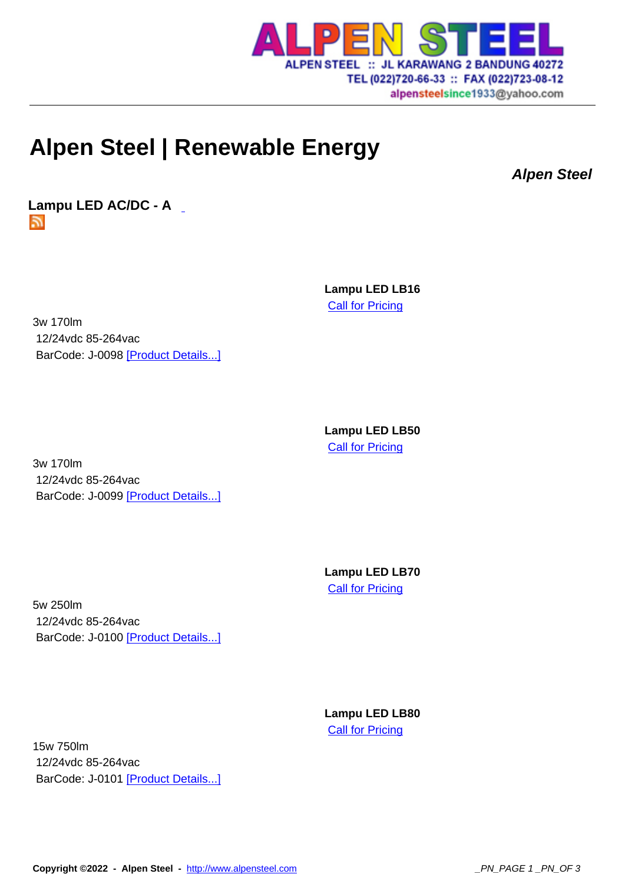# Alpen Steel | Renewable Energy

***Alpen Steel***

**Lampu LED AC/DC - A**

**Lampu LED LB16**

[Call for Pricing]

3w 170lm
12/24vdc 85-264vac
BarCode: J-0098 [Product Details...]

**Lampu LED LB50**

[Call for Pricing]

3w 170lm
12/24vdc 85-264vac
BarCode: J-0099 [Product Details...]

**Lampu LED LB70**

[Call for Pricing]

5w 250lm
12/24vdc 85-264vac
BarCode: J-0100 [Product Details...]

**Lampu LED LB80**

[Call for Pricing]

15w 750lm
12/24vdc 85-264vac
BarCode: J-0101 [Product Details...]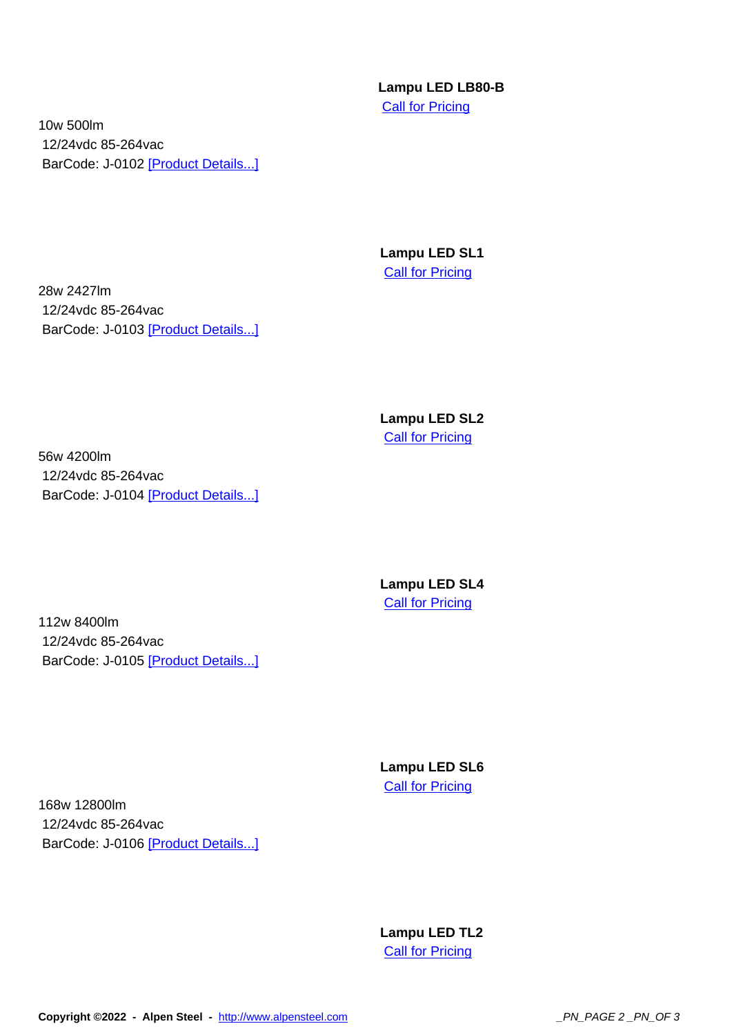**Lampu LED LB80-B**

[Call for Pricing]

10w 500lm
12/24vdc 85-264vac
BarCode: J-0102 [Product Details...]

**Lampu LED SL1**

[Call for Pricing]

28w 2427lm
12/24vdc 85-264vac
BarCode: J-0103 [Product Details...]

**Lampu LED SL2**

[Call for Pricing]

56w 4200lm
12/24vdc 85-264vac
BarCode: J-0104 [Product Details...]

**Lampu LED SL4**

[Call for Pricing]

112w 8400lm
12/24vdc 85-264vac
BarCode: J-0105 [Product Details...]

**Lampu LED SL6**

[Call for Pricing]

168w 12800lm
12/24vdc 85-264vac
BarCode: J-0106 [Product Details...]

**Lampu LED TL2**

[Call for Pricing]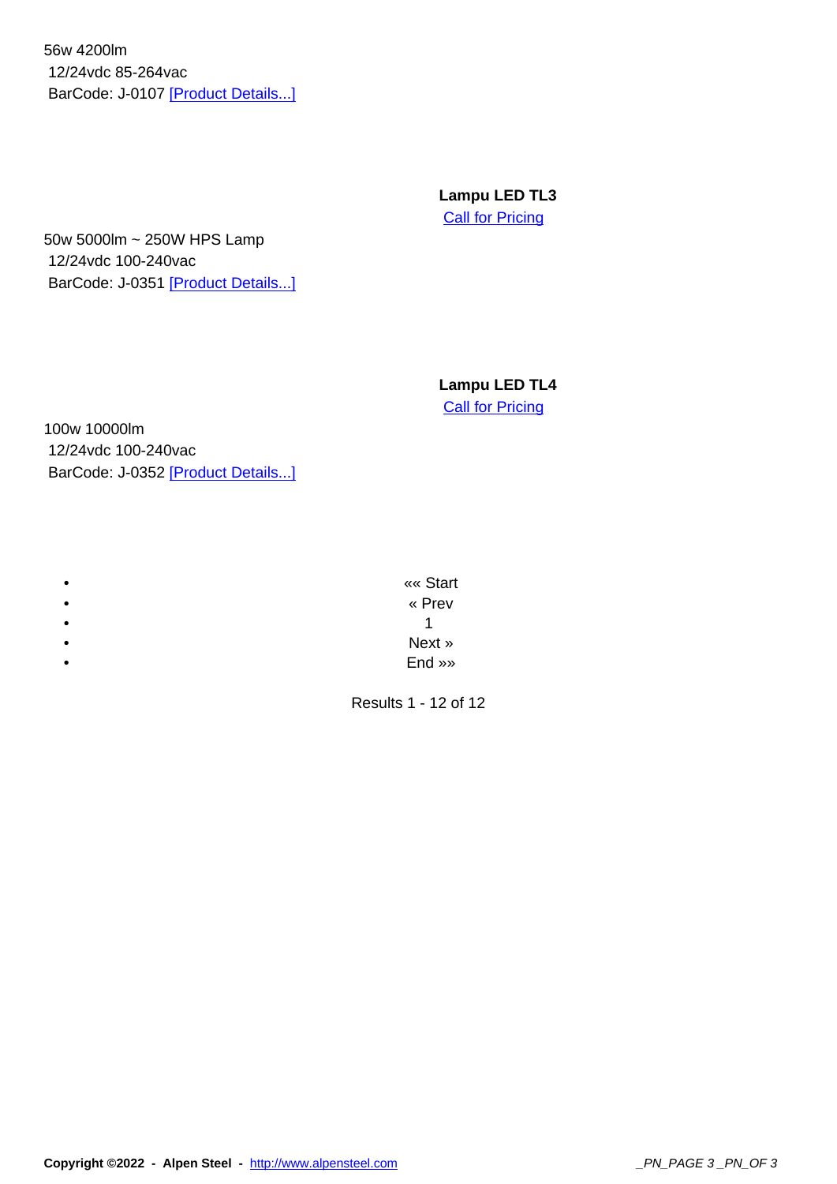56w 4200lm
12/24vdc 85-264vac
BarCode: J-0107 [Product Details...]

**Lampu LED TL3**

Call for Pricing

50w 5000lm ~ 250W HPS Lamp
12/24vdc 100-240vac
BarCode: J-0351 [Product Details...]

**Lampu LED TL4**

Call for Pricing

100w 10000lm
12/24vdc 100-240vac
BarCode: J-0352 [Product Details...]

- «« Start
- « Prev
- 1
- Next »
- End »»

Results 1 - 12 of 12